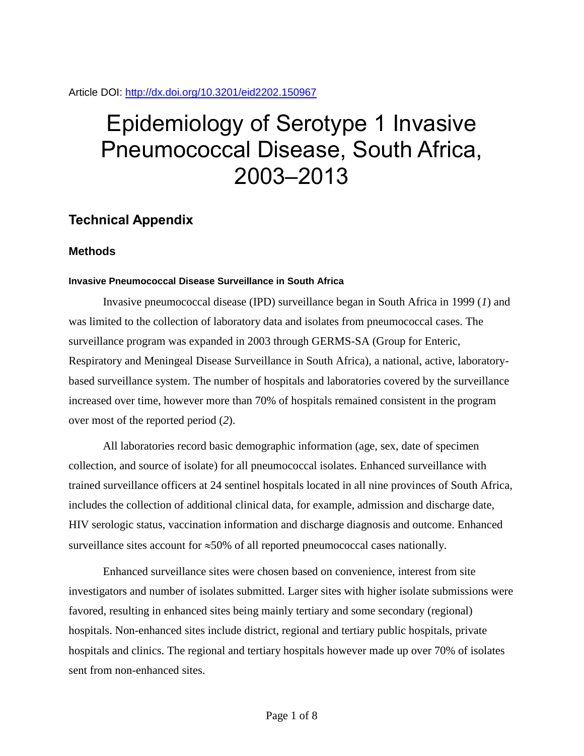Article DOI: http://dx.doi.org/10.3201/eid2202.150967

# Epidemiology of Serotype 1 Invasive Pneumococcal Disease, South Africa, 2003–2013

## Technical Appendix

### Methods

#### Invasive Pneumococcal Disease Surveillance in South Africa

Invasive pneumococcal disease (IPD) surveillance began in South Africa in 1999 (*1*) and was limited to the collection of laboratory data and isolates from pneumococcal cases. The surveillance program was expanded in 2003 through GERMS-SA (Group for Enteric, Respiratory and Meningeal Disease Surveillance in South Africa), a national, active, laboratory-based surveillance system. The number of hospitals and laboratories covered by the surveillance increased over time, however more than 70% of hospitals remained consistent in the program over most of the reported period (*2*).

All laboratories record basic demographic information (age, sex, date of specimen collection, and source of isolate) for all pneumococcal isolates. Enhanced surveillance with trained surveillance officers at 24 sentinel hospitals located in all nine provinces of South Africa, includes the collection of additional clinical data, for example, admission and discharge date, HIV serologic status, vaccination information and discharge diagnosis and outcome. Enhanced surveillance sites account for ≈50% of all reported pneumococcal cases nationally.

Enhanced surveillance sites were chosen based on convenience, interest from site investigators and number of isolates submitted. Larger sites with higher isolate submissions were favored, resulting in enhanced sites being mainly tertiary and some secondary (regional) hospitals. Non-enhanced sites include district, regional and tertiary public hospitals, private hospitals and clinics. The regional and tertiary hospitals however made up over 70% of isolates sent from non-enhanced sites.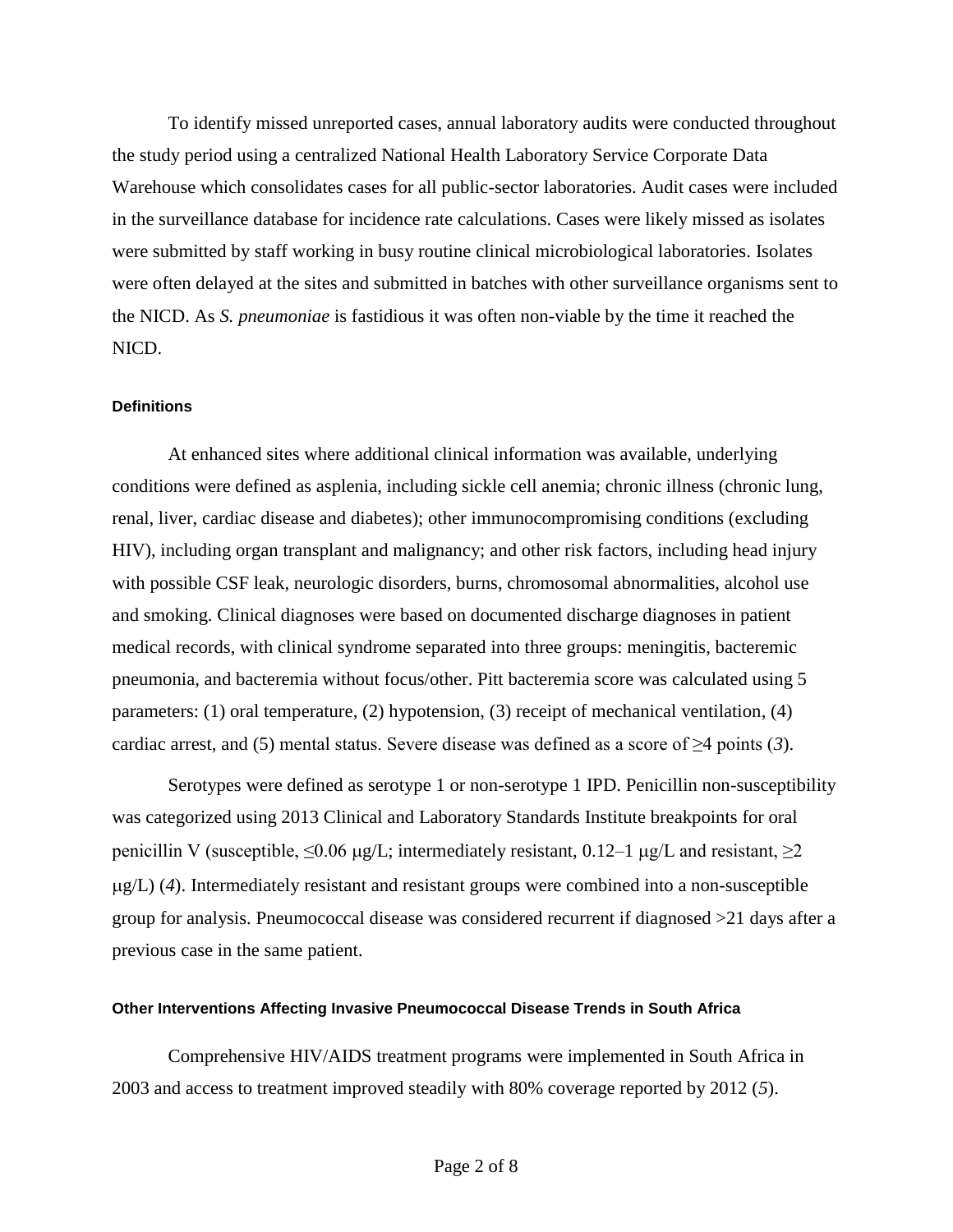To identify missed unreported cases, annual laboratory audits were conducted throughout the study period using a centralized National Health Laboratory Service Corporate Data Warehouse which consolidates cases for all public-sector laboratories. Audit cases were included in the surveillance database for incidence rate calculations. Cases were likely missed as isolates were submitted by staff working in busy routine clinical microbiological laboratories. Isolates were often delayed at the sites and submitted in batches with other surveillance organisms sent to the NICD. As *S. pneumoniae* is fastidious it was often non-viable by the time it reached the NICD.

### Definitions

At enhanced sites where additional clinical information was available, underlying conditions were defined as asplenia, including sickle cell anemia; chronic illness (chronic lung, renal, liver, cardiac disease and diabetes); other immunocompromising conditions (excluding HIV), including organ transplant and malignancy; and other risk factors, including head injury with possible CSF leak, neurologic disorders, burns, chromosomal abnormalities, alcohol use and smoking. Clinical diagnoses were based on documented discharge diagnoses in patient medical records, with clinical syndrome separated into three groups: meningitis, bacteremic pneumonia, and bacteremia without focus/other. Pitt bacteremia score was calculated using 5 parameters: (1) oral temperature, (2) hypotension, (3) receipt of mechanical ventilation, (4) cardiac arrest, and (5) mental status. Severe disease was defined as a score of ≥4 points (*3*).

Serotypes were defined as serotype 1 or non-serotype 1 IPD. Penicillin non-susceptibility was categorized using 2013 Clinical and Laboratory Standards Institute breakpoints for oral penicillin V (susceptible, ≤0.06 μg/L; intermediately resistant, 0.12–1 μg/L and resistant, ≥2 μg/L) (*4*). Intermediately resistant and resistant groups were combined into a non-susceptible group for analysis. Pneumococcal disease was considered recurrent if diagnosed >21 days after a previous case in the same patient.

### Other Interventions Affecting Invasive Pneumococcal Disease Trends in South Africa

Comprehensive HIV/AIDS treatment programs were implemented in South Africa in 2003 and access to treatment improved steadily with 80% coverage reported by 2012 (*5*).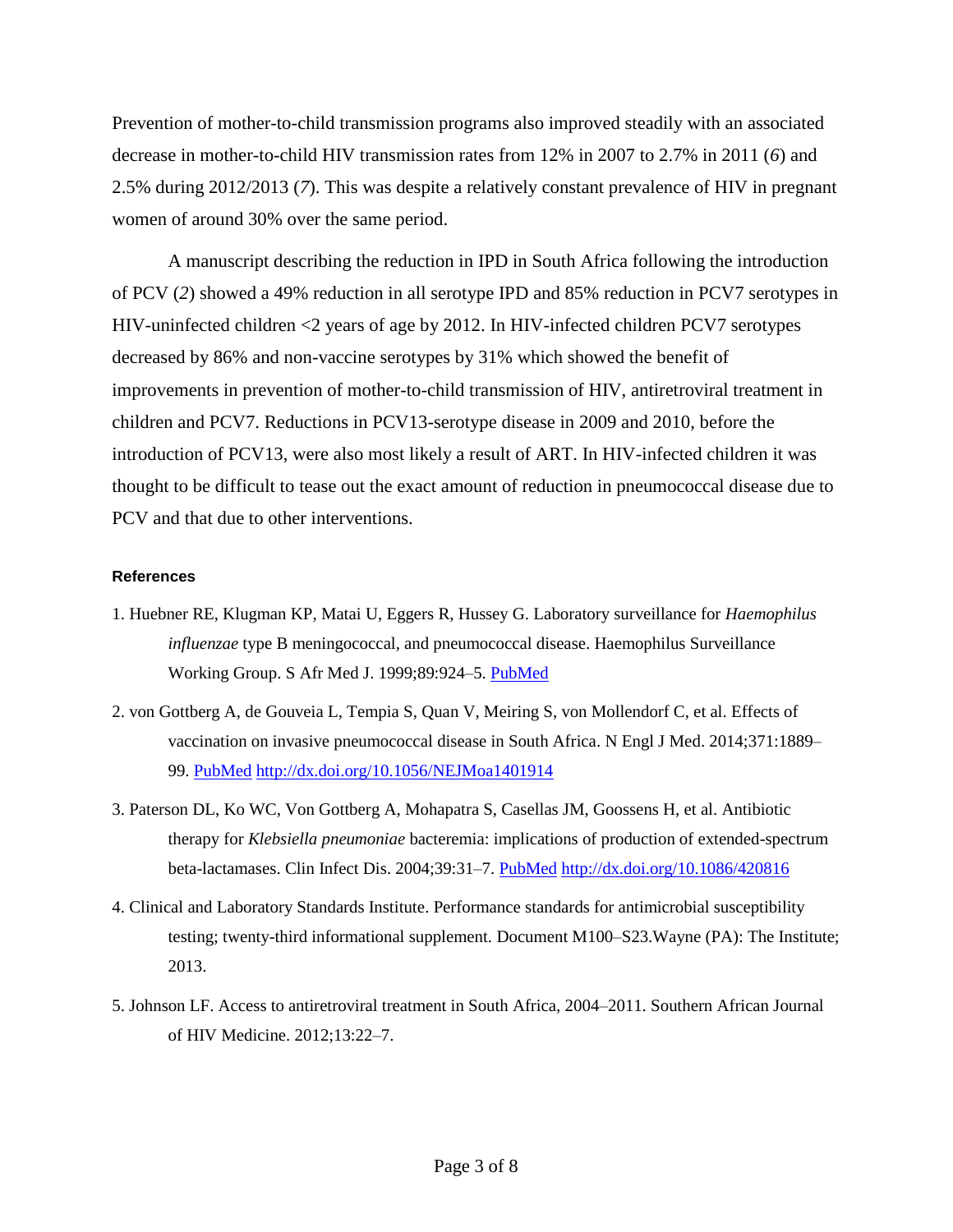Prevention of mother-to-child transmission programs also improved steadily with an associated decrease in mother-to-child HIV transmission rates from 12% in 2007 to 2.7% in 2011 (*6*) and 2.5% during 2012/2013 (*7*). This was despite a relatively constant prevalence of HIV in pregnant women of around 30% over the same period.

A manuscript describing the reduction in IPD in South Africa following the introduction of PCV (*2*) showed a 49% reduction in all serotype IPD and 85% reduction in PCV7 serotypes in HIV-uninfected children <2 years of age by 2012. In HIV-infected children PCV7 serotypes decreased by 86% and non-vaccine serotypes by 31% which showed the benefit of improvements in prevention of mother-to-child transmission of HIV, antiretroviral treatment in children and PCV7. Reductions in PCV13-serotype disease in 2009 and 2010, before the introduction of PCV13, were also most likely a result of ART. In HIV-infected children it was thought to be difficult to tease out the exact amount of reduction in pneumococcal disease due to PCV and that due to other interventions.

#### References

1. Huebner RE, Klugman KP, Matai U, Eggers R, Hussey G. Laboratory surveillance for *Haemophilus influenzae* type B meningococcal, and pneumococcal disease. Haemophilus Surveillance Working Group. S Afr Med J. 1999;89:924–5. PubMed
2. von Gottberg A, de Gouveia L, Tempia S, Quan V, Meiring S, von Mollendorf C, et al. Effects of vaccination on invasive pneumococcal disease in South Africa. N Engl J Med. 2014;371:1889–99. PubMed http://dx.doi.org/10.1056/NEJMoa1401914
3. Paterson DL, Ko WC, Von Gottberg A, Mohapatra S, Casellas JM, Goossens H, et al. Antibiotic therapy for *Klebsiella pneumoniae* bacteremia: implications of production of extended-spectrum beta-lactamases. Clin Infect Dis. 2004;39:31–7. PubMed http://dx.doi.org/10.1086/420816
4. Clinical and Laboratory Standards Institute. Performance standards for antimicrobial susceptibility testing; twenty-third informational supplement. Document M100–S23.Wayne (PA): The Institute; 2013.
5. Johnson LF. Access to antiretroviral treatment in South Africa, 2004–2011. Southern African Journal of HIV Medicine. 2012;13:22–7.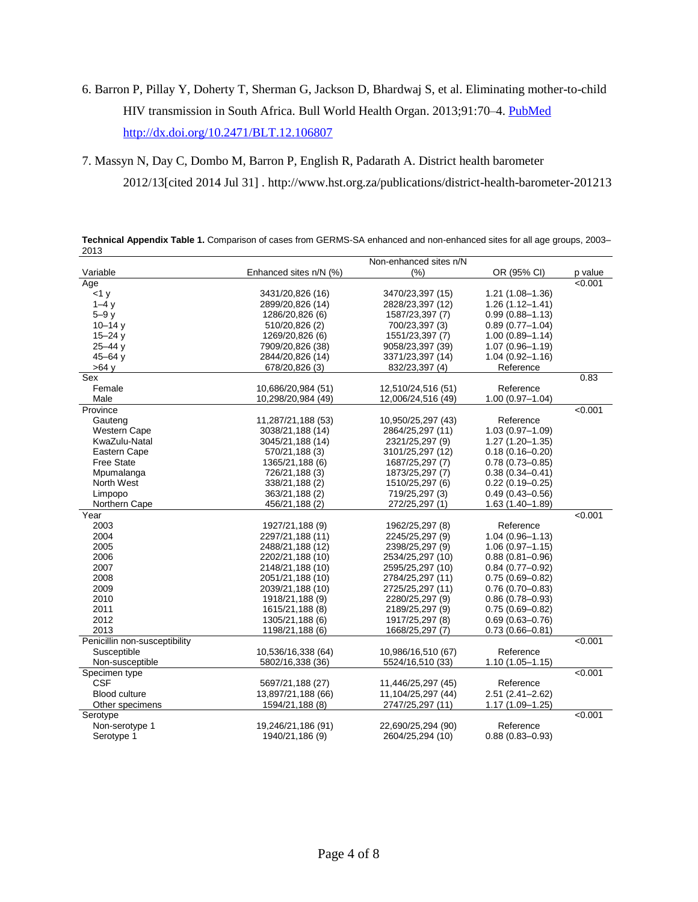6. Barron P, Pillay Y, Doherty T, Sherman G, Jackson D, Bhardwaj S, et al. Eliminating mother-to-child HIV transmission in South Africa. Bull World Health Organ. 2013;91:70–4. PubMed http://dx.doi.org/10.2471/BLT.12.106807

7. Massyn N, Day C, Dombo M, Barron P, English R, Padarath A. District health barometer 2012/13[cited 2014 Jul 31] . http://www.hst.org.za/publications/district-health-barometer-201213

**Technical Appendix Table 1.** Comparison of cases from GERMS-SA enhanced and non-enhanced sites for all age groups, 2003–2013

| Variable | Enhanced sites n/N (%) | Non-enhanced sites n/N (%) | OR (95% CI) | p value |
|---|---|---|---|---|
| Age | | | | <0.001 |
| <1 y | 3431/20,826 (16) | 3470/23,397 (15) | 1.21 (1.08–1.36) | |
| 1–4 y | 2899/20,826 (14) | 2828/23,397 (12) | 1.26 (1.12–1.41) | |
| 5–9 y | 1286/20,826 (6) | 1587/23,397 (7) | 0.99 (0.88–1.13) | |
| 10–14 y | 510/20,826 (2) | 700/23,397 (3) | 0.89 (0.77–1.04) | |
| 15–24 y | 1269/20,826 (6) | 1551/23,397 (7) | 1.00 (0.89–1.14) | |
| 25–44 y | 7909/20,826 (38) | 9058/23,397 (39) | 1.07 (0.96–1.19) | |
| 45–64 y | 2844/20,826 (14) | 3371/23,397 (14) | 1.04 (0.92–1.16) | |
| >64 y | 678/20,826 (3) | 832/23,397 (4) | Reference | |
| Sex | | | | 0.83 |
| Female | 10,686/20,984 (51) | 12,510/24,516 (51) | Reference | |
| Male | 10,298/20,984 (49) | 12,006/24,516 (49) | 1.00 (0.97–1.04) | |
| Province | | | | <0.001 |
| Gauteng | 11,287/21,188 (53) | 10,950/25,297 (43) | Reference | |
| Western Cape | 3038/21,188 (14) | 2864/25,297 (11) | 1.03 (0.97–1.09) | |
| KwaZulu-Natal | 3045/21,188 (14) | 2321/25,297 (9) | 1.27 (1.20–1.35) | |
| Eastern Cape | 570/21,188 (3) | 3101/25,297 (12) | 0.18 (0.16–0.20) | |
| Free State | 1365/21,188 (6) | 1687/25,297 (7) | 0.78 (0.73–0.85) | |
| Mpumalanga | 726/21,188 (3) | 1873/25,297 (7) | 0.38 (0.34–0.41) | |
| North West | 338/21,188 (2) | 1510/25,297 (6) | 0.22 (0.19–0.25) | |
| Limpopo | 363/21,188 (2) | 719/25,297 (3) | 0.49 (0.43–0.56) | |
| Northern Cape | 456/21,188 (2) | 272/25,297 (1) | 1.63 (1.40–1.89) | |
| Year | | | | <0.001 |
| 2003 | 1927/21,188 (9) | 1962/25,297 (8) | Reference | |
| 2004 | 2297/21,188 (11) | 2245/25,297 (9) | 1.04 (0.96–1.13) | |
| 2005 | 2488/21,188 (12) | 2398/25,297 (9) | 1.06 (0.97–1.15) | |
| 2006 | 2202/21,188 (10) | 2534/25,297 (10) | 0.88 (0.81–0.96) | |
| 2007 | 2148/21,188 (10) | 2595/25,297 (10) | 0.84 (0.77–0.92) | |
| 2008 | 2051/21,188 (10) | 2784/25,297 (11) | 0.75 (0.69–0.82) | |
| 2009 | 2039/21,188 (10) | 2725/25,297 (11) | 0.76 (0.70–0.83) | |
| 2010 | 1918/21,188 (9) | 2280/25,297 (9) | 0.86 (0.78–0.93) | |
| 2011 | 1615/21,188 (8) | 2189/25,297 (9) | 0.75 (0.69–0.82) | |
| 2012 | 1305/21,188 (6) | 1917/25,297 (8) | 0.69 (0.63–0.76) | |
| 2013 | 1198/21,188 (6) | 1668/25,297 (7) | 0.73 (0.66–0.81) | |
| Penicillin non-susceptibility | | | | <0.001 |
| Susceptible | 10,536/16,338 (64) | 10,986/16,510 (67) | Reference | |
| Non-susceptible | 5802/16,338 (36) | 5524/16,510 (33) | 1.10 (1.05–1.15) | |
| Specimen type | | | | <0.001 |
| CSF | 5697/21,188 (27) | 11,446/25,297 (45) | Reference | |
| Blood culture | 13,897/21,188 (66) | 11,104/25,297 (44) | 2.51 (2.41–2.62) | |
| Other specimens | 1594/21,188 (8) | 2747/25,297 (11) | 1.17 (1.09–1.25) | |
| Serotype | | | | <0.001 |
| Non-serotype 1 | 19,246/21,186 (91) | 22,690/25,294 (90) | Reference | |
| Serotype 1 | 1940/21,186 (9) | 2604/25,294 (10) | 0.88 (0.83–0.93) | |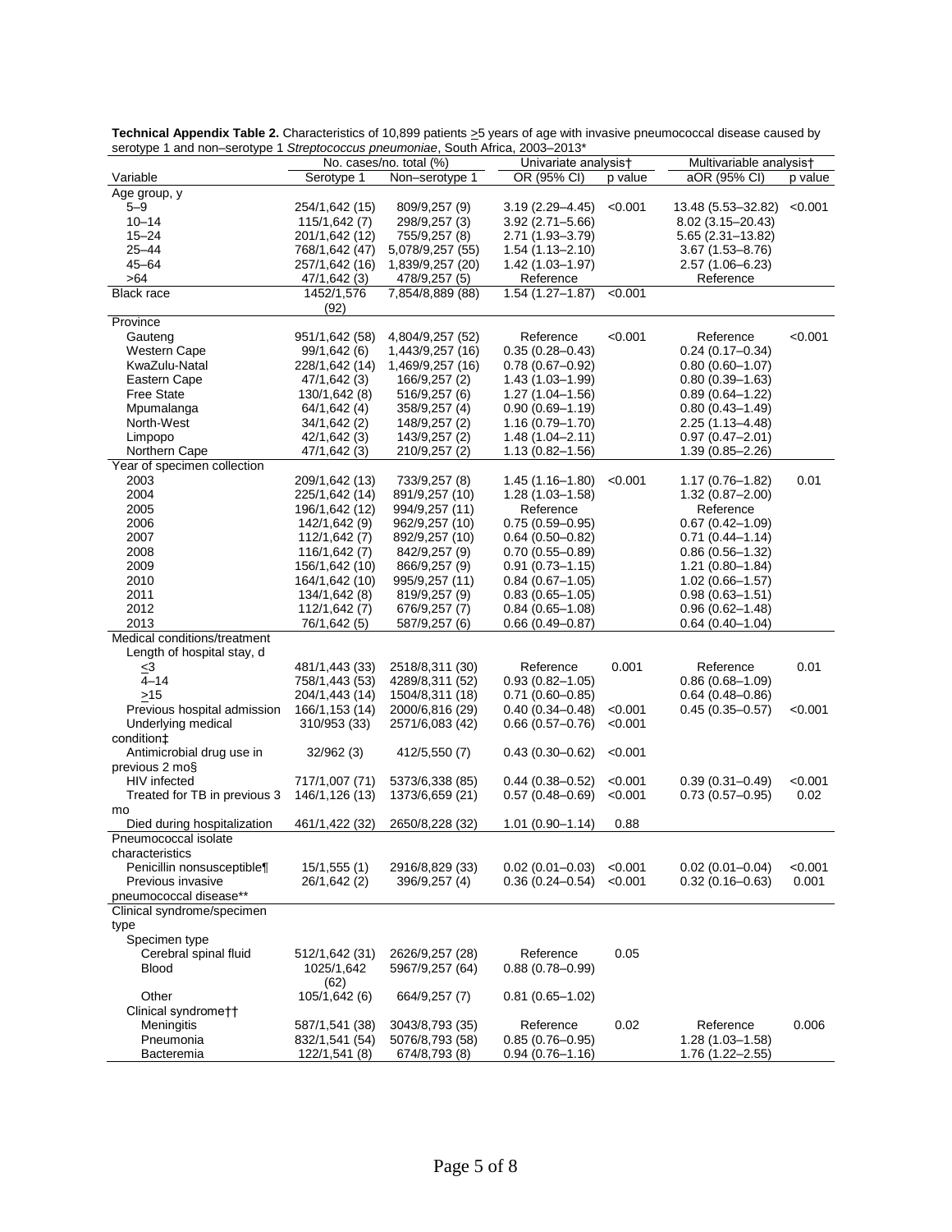**Technical Appendix Table 2.** Characteristics of 10,899 patients ≥5 years of age with invasive pneumococcal disease caused by serotype 1 and non–serotype 1 *Streptococcus pneumoniae*, South Africa, 2003–2013*

| Variable | No. cases/no. total (%) | | Univariate analysis† | | Multivariable analysis† | |
|---|---|---|---|---|---|---|
| | Serotype 1 | Non–serotype 1 | OR (95% CI) | p value | aOR (95% CI) | p value |
| Age group, y | | | | | | |
| 5–9 | 254/1,642 (15) | 809/9,257 (9) | 3.19 (2.29–4.45) | <0.001 | 13.48 (5.53–32.82) | <0.001 |
| 10–14 | 115/1,642 (7) | 298/9,257 (3) | 3.92 (2.71–5.66) | | 8.02 (3.15–20.43) | |
| 15–24 | 201/1,642 (12) | 755/9,257 (8) | 2.71 (1.93–3.79) | | 5.65 (2.31–13.82) | |
| 25–44 | 768/1,642 (47) | 5,078/9,257 (55) | 1.54 (1.13–2.10) | | 3.67 (1.53–8.76) | |
| 45–64 | 257/1,642 (16) | 1,839/9,257 (20) | 1.42 (1.03–1.97) | | 2.57 (1.06–6.23) | |
| >64 | 47/1,642 (3) | 478/9,257 (5) | Reference | | Reference | |
| Black race | 1452/1,576 (92) | 7,854/8,889 (88) | 1.54 (1.27–1.87) | <0.001 | | |
| Province | | | | | | |
| Gauteng | 951/1,642 (58) | 4,804/9,257 (52) | Reference | <0.001 | Reference | <0.001 |
| Western Cape | 99/1,642 (6) | 1,443/9,257 (16) | 0.35 (0.28–0.43) | | 0.24 (0.17–0.34) | |
| KwaZulu-Natal | 228/1,642 (14) | 1,469/9,257 (16) | 0.78 (0.67–0.92) | | 0.80 (0.60–1.07) | |
| Eastern Cape | 47/1,642 (3) | 166/9,257 (2) | 1.43 (1.03–1.99) | | 0.80 (0.39–1.63) | |
| Free State | 130/1,642 (8) | 516/9,257 (6) | 1.27 (1.04–1.56) | | 0.89 (0.64–1.22) | |
| Mpumalanga | 64/1,642 (4) | 358/9,257 (4) | 0.90 (0.69–1.19) | | 0.80 (0.43–1.49) | |
| North-West | 34/1,642 (2) | 148/9,257 (2) | 1.16 (0.79–1.70) | | 2.25 (1.13–4.48) | |
| Limpopo | 42/1,642 (3) | 143/9,257 (2) | 1.48 (1.04–2.11) | | 0.97 (0.47–2.01) | |
| Northern Cape | 47/1,642 (3) | 210/9,257 (2) | 1.13 (0.82–1.56) | | 1.39 (0.85–2.26) | |
| Year of specimen collection | | | | | | |
| 2003 | 209/1,642 (13) | 733/9,257 (8) | 1.45 (1.16–1.80) | <0.001 | 1.17 (0.76–1.82) | 0.01 |
| 2004 | 225/1,642 (14) | 891/9,257 (10) | 1.28 (1.03–1.58) | | 1.32 (0.87–2.00) | |
| 2005 | 196/1,642 (12) | 994/9,257 (11) | Reference | | Reference | |
| 2006 | 142/1,642 (9) | 962/9,257 (10) | 0.75 (0.59–0.95) | | 0.67 (0.42–1.09) | |
| 2007 | 112/1,642 (7) | 892/9,257 (10) | 0.64 (0.50–0.82) | | 0.71 (0.44–1.14) | |
| 2008 | 116/1,642 (7) | 842/9,257 (9) | 0.70 (0.55–0.89) | | 0.86 (0.56–1.32) | |
| 2009 | 156/1,642 (10) | 866/9,257 (9) | 0.91 (0.73–1.15) | | 1.21 (0.80–1.84) | |
| 2010 | 164/1,642 (10) | 995/9,257 (11) | 0.84 (0.67–1.05) | | 1.02 (0.66–1.57) | |
| 2011 | 134/1,642 (8) | 819/9,257 (9) | 0.83 (0.65–1.05) | | 0.98 (0.63–1.51) | |
| 2012 | 112/1,642 (7) | 676/9,257 (7) | 0.84 (0.65–1.08) | | 0.96 (0.62–1.48) | |
| 2013 | 76/1,642 (5) | 587/9,257 (6) | 0.66 (0.49–0.87) | | 0.64 (0.40–1.04) | |
| Medical conditions/treatment | | | | | | |
| Length of hospital stay, d | | | | | | |
| ≤3 | 481/1,443 (33) | 2518/8,311 (30) | Reference | 0.001 | Reference | 0.01 |
| 4–14 | 758/1,443 (53) | 4289/8,311 (52) | 0.93 (0.82–1.05) | | 0.86 (0.68–1.09) | |
| ≥15 | 204/1,443 (14) | 1504/8,311 (18) | 0.71 (0.60–0.85) | | 0.64 (0.48–0.86) | |
| Previous hospital admission | 166/1,153 (14) | 2000/6,816 (29) | 0.40 (0.34–0.48) | <0.001 | 0.45 (0.35–0.57) | <0.001 |
| Underlying medical condition‡ | 310/953 (33) | 2571/6,083 (42) | 0.66 (0.57–0.76) | <0.001 | | |
| Antimicrobial drug use in previous 2 mo§ | 32/962 (3) | 412/5,550 (7) | 0.43 (0.30–0.62) | <0.001 | | |
| HIV infected | 717/1,007 (71) | 5373/6,338 (85) | 0.44 (0.38–0.52) | <0.001 | 0.39 (0.31–0.49) | <0.001 |
| Treated for TB in previous 3 mo | 146/1,126 (13) | 1373/6,659 (21) | 0.57 (0.48–0.69) | <0.001 | 0.73 (0.57–0.95) | 0.02 |
| Died during hospitalization | 461/1,422 (32) | 2650/8,228 (32) | 1.01 (0.90–1.14) | 0.88 | | |
| Pneumococcal isolate characteristics | | | | | | |
| Penicillin nonsusceptible¶ | 15/1,555 (1) | 2916/8,829 (33) | 0.02 (0.01–0.03) | <0.001 | 0.02 (0.01–0.04) | <0.001 |
| Previous invasive pneumococcal disease** | 26/1,642 (2) | 396/9,257 (4) | 0.36 (0.24–0.54) | <0.001 | 0.32 (0.16–0.63) | 0.001 |
| Clinical syndrome/specimen type | | | | | | |
| Specimen type | | | | | | |
| Cerebral spinal fluid | 512/1,642 (31) | 2626/9,257 (28) | Reference | 0.05 | | |
| Blood | 1025/1,642 (62) | 5967/9,257 (64) | 0.88 (0.78–0.99) | | | |
| Other | 105/1,642 (6) | 664/9,257 (7) | 0.81 (0.65–1.02) | | | |
| Clinical syndrome†† | | | | | | |
| Meningitis | 587/1,541 (38) | 3043/8,793 (35) | Reference | 0.02 | Reference | 0.006 |
| Pneumonia | 832/1,541 (54) | 5076/8,793 (58) | 0.85 (0.76–0.95) | | 1.28 (1.03–1.58) | |
| Bacteremia | 122/1,541 (8) | 674/8,793 (8) | 0.94 (0.76–1.16) | | 1.76 (1.22–2.55) | |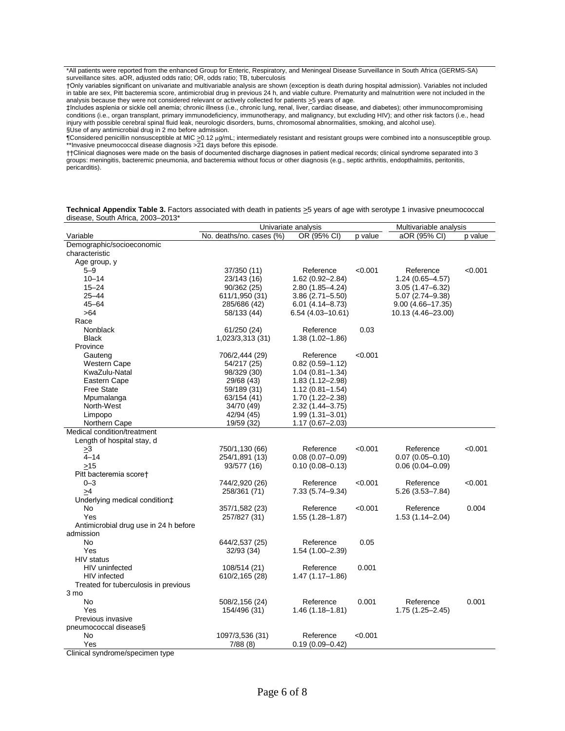*All patients were reported from the enhanced Group for Enteric, Respiratory, and Meningeal Disease Surveillance in South Africa (GERMS-SA) surveillance sites. aOR, adjusted odds ratio; OR, odds ratio; TB, tuberculosis

†Only variables significant on univariate and multivariable analysis are shown (exception is death during hospital admission). Variables not included in table are sex, Pitt bacteremia score, antimicrobial drug in previous 24 h, and viable culture. Prematurity and malnutrition were not included in the analysis because they were not considered relevant or actively collected for patients ≥5 years of age.

‡Includes asplenia or sickle cell anemia; chronic illness (i.e., chronic lung, renal, liver, cardiac disease, and diabetes); other immunocompromising conditions (i.e., organ transplant, primary immunodeficiency, immunotherapy, and malignancy, but excluding HIV); and other risk factors (i.e., head injury with possible cerebral spinal fluid leak, neurologic disorders, burns, chromosomal abnormalities, smoking, and alcohol use).

§Use of any antimicrobial drug in 2 mo before admission.

¶Considered penicillin nonsusceptible at MIC ≥0.12 μg/mL; intermediately resistant and resistant groups were combined into a nonsusceptible group.

**Invasive pneumococcal disease diagnosis >21 days before this episode.

††Clinical diagnoses were made on the basis of documented discharge diagnoses in patient medical records; clinical syndrome separated into 3 groups: meningitis, bacteremic pneumonia, and bacteremia without focus or other diagnosis (e.g., septic arthritis, endopthalmitis, peritonitis, pericarditis).

**Technical Appendix Table 3.** Factors associated with death in patients ≥5 years of age with serotype 1 invasive pneumococcal disease, South Africa, 2003–2013*

| | Univariate analysis | | | Multivariable analysis | |
|---|---|---|---|---|---|
| Variable | No. deaths/no. cases (%) | OR (95% CI) | p value | aOR (95% CI) | p value |
| Demographic/socioeconomic characteristic | | | | | |
| Age group, y | | | | | |
| 5–9 | 37/350 (11) | Reference | <0.001 | Reference | <0.001 |
| 10–14 | 23/143 (16) | 1.62 (0.92–2.84) | | 1.24 (0.65–4.57) | |
| 15–24 | 90/362 (25) | 2.80 (1.85–4.24) | | 3.05 (1.47–6.32) | |
| 25–44 | 611/1,950 (31) | 3.86 (2.71–5.50) | | 5.07 (2.74–9.38) | |
| 45–64 | 285/686 (42) | 6.01 (4.14–8.73) | | 9.00 (4.66–17.35) | |
| >64 | 58/133 (44) | 6.54 (4.03–10.61) | | 10.13 (4.46–23.00) | |
| Race | | | | | |
| Nonblack | 61/250 (24) | Reference | 0.03 | | |
| Black | 1,023/3,313 (31) | 1.38 (1.02–1.86) | | | |
| Province | | | | | |
| Gauteng | 706/2,444 (29) | Reference | <0.001 | | |
| Western Cape | 54/217 (25) | 0.82 (0.59–1.12) | | | |
| KwaZulu-Natal | 98/329 (30) | 1.04 (0.81–1.34) | | | |
| Eastern Cape | 29/68 (43) | 1.83 (1.12–2.98) | | | |
| Free State | 59/189 (31) | 1.12 (0.81–1.54) | | | |
| Mpumalanga | 63/154 (41) | 1.70 (1.22–2.38) | | | |
| North-West | 34/70 (49) | 2.32 (1.44–3.75) | | | |
| Limpopo | 42/94 (45) | 1.99 (1.31–3.01) | | | |
| Northern Cape | 19/59 (32) | 1.17 (0.67–2.03) | | | |
| Medical condition/treatment | | | | | |
| Length of hospital stay, d | | | | | |
| ≥3 | 750/1,130 (66) | Reference | <0.001 | Reference | <0.001 |
| 4–14 | 254/1,891 (13) | 0.08 (0.07–0.09) | | 0.07 (0.05–0.10) | |
| ≥15 | 93/577 (16) | 0.10 (0.08–0.13) | | 0.06 (0.04–0.09) | |
| Pitt bacteremia score† | | | | | |
| 0–3 | 744/2,920 (26) | Reference | <0.001 | Reference | <0.001 |
| ≥4 | 258/361 (71) | 7.33 (5.74–9.34) | | 5.26 (3.53–7.84) | |
| Underlying medical condition‡ | | | | | |
| No | 357/1,582 (23) | Reference | <0.001 | Reference | 0.004 |
| Yes | 257/827 (31) | 1.55 (1.28–1.87) | | 1.53 (1.14–2.04) | |
| Antimicrobial drug use in 24 h before admission | | | | | |
| No | 644/2,537 (25) | Reference | 0.05 | | |
| Yes | 32/93 (34) | 1.54 (1.00–2.39) | | | |
| HIV status | | | | | |
| HIV uninfected | 108/514 (21) | Reference | 0.001 | | |
| HIV infected | 610/2,165 (28) | 1.47 (1.17–1.86) | | | |
| Treated for tuberculosis in previous 3 mo | | | | | |
| No | 508/2,156 (24) | Reference | 0.001 | Reference | 0.001 |
| Yes | 154/496 (31) | 1.46 (1.18–1.81) | | 1.75 (1.25–2.45) | |
| Previous invasive pneumococcal disease§ | | | | | |
| No | 1097/3,536 (31) | Reference | <0.001 | | |
| Yes | 7/88 (8) | 0.19 (0.09–0.42) | | | |
| Clinical syndrome/specimen type | | | | | |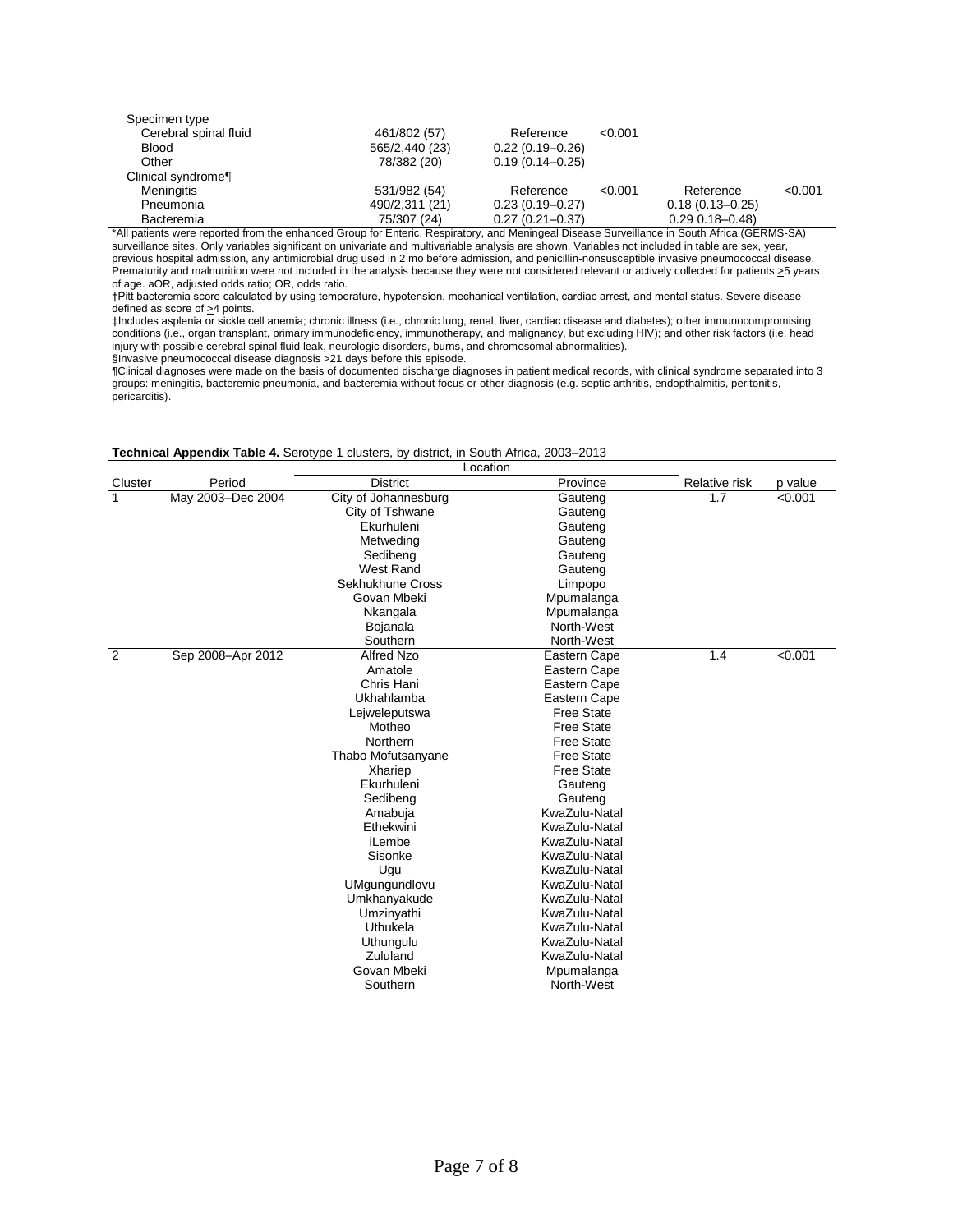| | | | | | |
|---|---|---|---|---|---|
| Specimen type | | | | | |
| Cerebral spinal fluid | 461/802 (57) | Reference | <0.001 | | |
| Blood | 565/2,440 (23) | 0.22 (0.19–0.26) | | | |
| Other | 78/382 (20) | 0.19 (0.14–0.25) | | | |
| Clinical syndrome¶ | | | | | |
| Meningitis | 531/982 (54) | Reference | <0.001 | Reference | <0.001 |
| Pneumonia | 490/2,311 (21) | 0.23 (0.19–0.27) | | 0.18 (0.13–0.25) | |
| Bacteremia | 75/307 (24) | 0.27 (0.21–0.37) | | 0.29 0.18–0.48) | |

*All patients were reported from the enhanced Group for Enteric, Respiratory, and Meningeal Disease Surveillance in South Africa (GERMS-SA) surveillance sites. Only variables significant on univariate and multivariable analysis are shown. Variables not included in table are sex, year, previous hospital admission, any antimicrobial drug used in 2 mo before admission, and penicillin-nonsusceptible invasive pneumococcal disease. Prematurity and malnutrition were not included in the analysis because they were not considered relevant or actively collected for patients ≥5 years of age. aOR, adjusted odds ratio; OR, odds ratio.

†Pitt bacteremia score calculated by using temperature, hypotension, mechanical ventilation, cardiac arrest, and mental status. Severe disease defined as score of ≥4 points.

‡Includes asplenia or sickle cell anemia; chronic illness (i.e., chronic lung, renal, liver, cardiac disease and diabetes); other immunocompromising conditions (i.e., organ transplant, primary immunodeficiency, immunotherapy, and malignancy, but excluding HIV); and other risk factors (i.e. head injury with possible cerebral spinal fluid leak, neurologic disorders, burns, and chromosomal abnormalities).

§Invasive pneumococcal disease diagnosis >21 days before this episode.

¶Clinical diagnoses were made on the basis of documented discharge diagnoses in patient medical records, with clinical syndrome separated into 3 groups: meningitis, bacteremic pneumonia, and bacteremia without focus or other diagnosis (e.g. septic arthritis, endopthalmitis, peritonitis, pericarditis).

**Technical Appendix Table 4.** Serotype 1 clusters, by district, in South Africa, 2003–2013

| | | Location | | | |
|---|---|---|---|---|---|
| Cluster | Period | District | Province | Relative risk | p value |
| 1 | May 2003–Dec 2004 | City of Johannesburg | Gauteng | 1.7 | <0.001 |
| | | City of Tshwane | Gauteng | | |
| | | Ekurhuleni | Gauteng | | |
| | | Metweding | Gauteng | | |
| | | Sedibeng | Gauteng | | |
| | | West Rand | Gauteng | | |
| | | Sekhukhune Cross | Limpopo | | |
| | | Govan Mbeki | Mpumalanga | | |
| | | Nkangala | Mpumalanga | | |
| | | Bojanala | North-West | | |
| | | Southern | North-West | | |
| 2 | Sep 2008–Apr 2012 | Alfred Nzo | Eastern Cape | 1.4 | <0.001 |
| | | Amatole | Eastern Cape | | |
| | | Chris Hani | Eastern Cape | | |
| | | Ukhahlamba | Eastern Cape | | |
| | | Lejweleputswa | Free State | | |
| | | Motheo | Free State | | |
| | | Northern | Free State | | |
| | | Thabo Mofutsanyane | Free State | | |
| | | Xhariep | Free State | | |
| | | Ekurhuleni | Gauteng | | |
| | | Sedibeng | Gauteng | | |
| | | Amabuja | KwaZulu-Natal | | |
| | | Ethekwini | KwaZulu-Natal | | |
| | | iLembe | KwaZulu-Natal | | |
| | | Sisonke | KwaZulu-Natal | | |
| | | Ugu | KwaZulu-Natal | | |
| | | UMgungundlovu | KwaZulu-Natal | | |
| | | Umkhanyakude | KwaZulu-Natal | | |
| | | Umzinyathi | KwaZulu-Natal | | |
| | | Uthukela | KwaZulu-Natal | | |
| | | Uthungulu | KwaZulu-Natal | | |
| | | Zululand | KwaZulu-Natal | | |
| | | Govan Mbeki | Mpumalanga | | |
| | | Southern | North-West | | |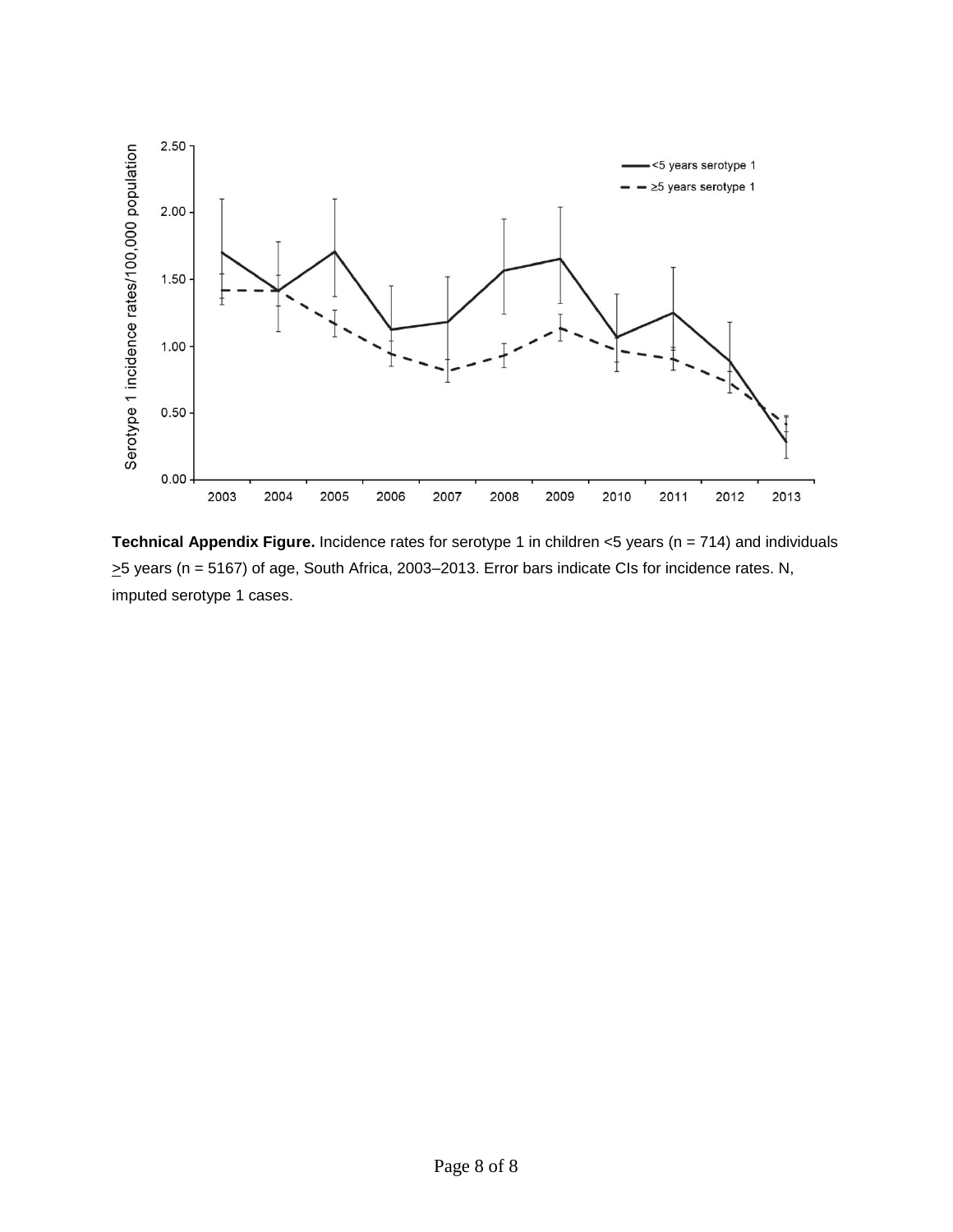Serotype 1 incidence rates/100,000 population

2.50
2.00
1.50
1.00
0.50
0.00

<5 years serotype 1
≥5 years serotype 1

2003 2004 2005 2006 2007 2008 2009 2010 2011 2012 2013

**Technical Appendix Figure.** Incidence rates for serotype 1 in children <5 years (n = 714) and individuals ≥5 years (n = 5167) of age, South Africa, 2003–2013. Error bars indicate CIs for incidence rates. N, imputed serotype 1 cases.